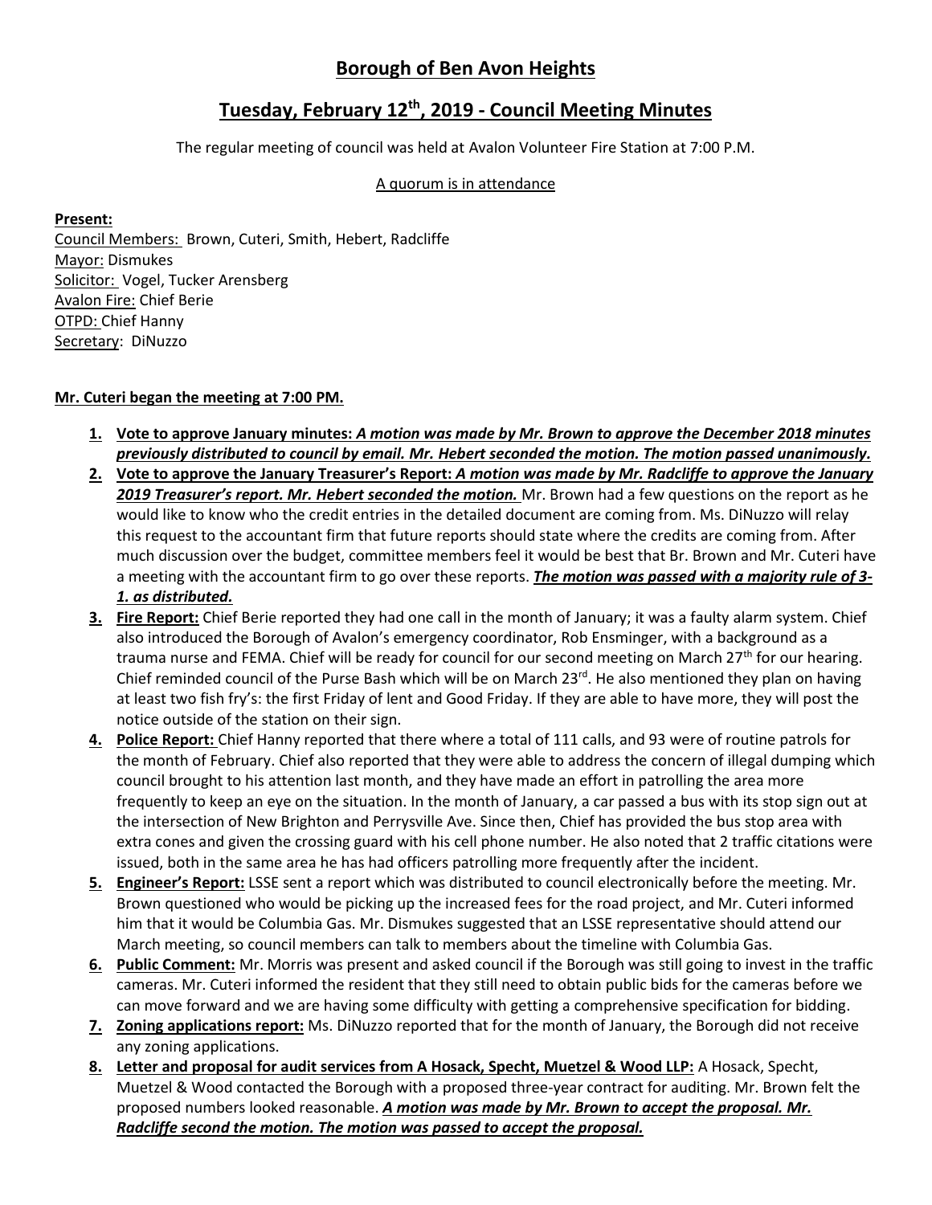# Borough of Ben Avon Heights

## Tuesday, February 12th, 2019 - Council Meeting Minutes

The regular meeting of council was held at Avalon Volunteer Fire Station at 7:00 P.M.

A quorum is in attendance

**Present:**
Council Members: Brown, Cuteri, Smith, Hebert, Radcliffe
Mayor: Dismukes
Solicitor: Vogel, Tucker Arensberg
Avalon Fire: Chief Berie
OTPD: Chief Hanny
Secretary: DiNuzzo

**Mr. Cuteri began the meeting at 7:00 PM.**

1. **Vote to approve January minutes:** ***A motion was made by Mr. Brown to approve the December 2018 minutes previously distributed to council by email. Mr. Hebert seconded the motion. The motion passed unanimously.***
2. **Vote to approve the January Treasurer's Report:** ***A motion was made by Mr. Radcliffe to approve the January 2019 Treasurer's report. Mr. Hebert seconded the motion.*** Mr. Brown had a few questions on the report as he would like to know who the credit entries in the detailed document are coming from. Ms. DiNuzzo will relay this request to the accountant firm that future reports should state where the credits are coming from. After much discussion over the budget, committee members feel it would be best that Br. Brown and Mr. Cuteri have a meeting with the accountant firm to go over these reports. ***The motion was passed with a majority rule of 3-1. as distributed.***
3. **Fire Report:** Chief Berie reported they had one call in the month of January; it was a faulty alarm system. Chief also introduced the Borough of Avalon's emergency coordinator, Rob Ensminger, with a background as a trauma nurse and FEMA. Chief will be ready for council for our second meeting on March 27th for our hearing. Chief reminded council of the Purse Bash which will be on March 23rd. He also mentioned they plan on having at least two fish fry's: the first Friday of lent and Good Friday. If they are able to have more, they will post the notice outside of the station on their sign.
4. **Police Report:** Chief Hanny reported that there where a total of 111 calls, and 93 were of routine patrols for the month of February. Chief also reported that they were able to address the concern of illegal dumping which council brought to his attention last month, and they have made an effort in patrolling the area more frequently to keep an eye on the situation. In the month of January, a car passed a bus with its stop sign out at the intersection of New Brighton and Perrysville Ave. Since then, Chief has provided the bus stop area with extra cones and given the crossing guard with his cell phone number. He also noted that 2 traffic citations were issued, both in the same area he has had officers patrolling more frequently after the incident.
5. **Engineer's Report:** LSSE sent a report which was distributed to council electronically before the meeting. Mr. Brown questioned who would be picking up the increased fees for the road project, and Mr. Cuteri informed him that it would be Columbia Gas. Mr. Dismukes suggested that an LSSE representative should attend our March meeting, so council members can talk to members about the timeline with Columbia Gas.
6. **Public Comment:** Mr. Morris was present and asked council if the Borough was still going to invest in the traffic cameras. Mr. Cuteri informed the resident that they still need to obtain public bids for the cameras before we can move forward and we are having some difficulty with getting a comprehensive specification for bidding.
7. **Zoning applications report:** Ms. DiNuzzo reported that for the month of January, the Borough did not receive any zoning applications.
8. **Letter and proposal for audit services from A Hosack, Specht, Muetzel & Wood LLP:** A Hosack, Specht, Muetzel & Wood contacted the Borough with a proposed three-year contract for auditing. Mr. Brown felt the proposed numbers looked reasonable. ***A motion was made by Mr. Brown to accept the proposal. Mr. Radcliffe second the motion. The motion was passed to accept the proposal.***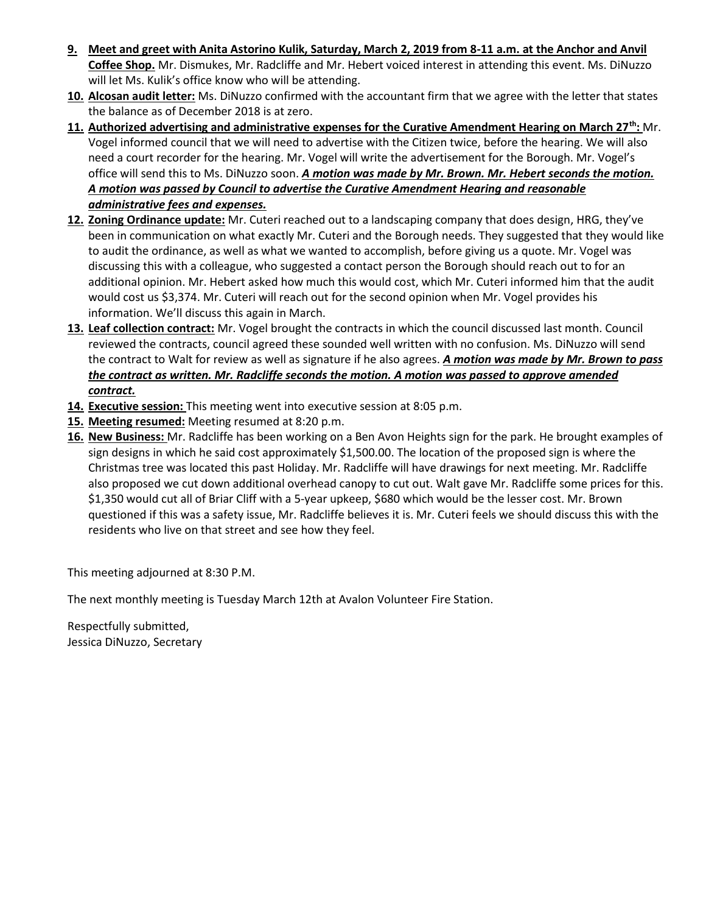9. **Meet and greet with Anita Astorino Kulik, Saturday, March 2, 2019 from 8-11 a.m. at the Anchor and Anvil Coffee Shop.** Mr. Dismukes, Mr. Radcliffe and Mr. Hebert voiced interest in attending this event. Ms. DiNuzzo will let Ms. Kulik's office know who will be attending.
10. **Alcosan audit letter:** Ms. DiNuzzo confirmed with the accountant firm that we agree with the letter that states the balance as of December 2018 is at zero.
11. **Authorized advertising and administrative expenses for the Curative Amendment Hearing on March 27th:** Mr. Vogel informed council that we will need to advertise with the Citizen twice, before the hearing. We will also need a court recorder for the hearing. Mr. Vogel will write the advertisement for the Borough. Mr. Vogel's office will send this to Ms. DiNuzzo soon. ***A motion was made by Mr. Brown. Mr. Hebert seconds the motion. A motion was passed by Council to advertise the Curative Amendment Hearing and reasonable administrative fees and expenses.***
12. **Zoning Ordinance update:** Mr. Cuteri reached out to a landscaping company that does design, HRG, they've been in communication on what exactly Mr. Cuteri and the Borough needs. They suggested that they would like to audit the ordinance, as well as what we wanted to accomplish, before giving us a quote. Mr. Vogel was discussing this with a colleague, who suggested a contact person the Borough should reach out to for an additional opinion. Mr. Hebert asked how much this would cost, which Mr. Cuteri informed him that the audit would cost us $3,374. Mr. Cuteri will reach out for the second opinion when Mr. Vogel provides his information. We'll discuss this again in March.
13. **Leaf collection contract:** Mr. Vogel brought the contracts in which the council discussed last month. Council reviewed the contracts, council agreed these sounded well written with no confusion. Ms. DiNuzzo will send the contract to Walt for review as well as signature if he also agrees. ***A motion was made by Mr. Brown to pass the contract as written. Mr. Radcliffe seconds the motion. A motion was passed to approve amended contract.***
14. **Executive session:** This meeting went into executive session at 8:05 p.m.
15. **Meeting resumed:** Meeting resumed at 8:20 p.m.
16. **New Business:** Mr. Radcliffe has been working on a Ben Avon Heights sign for the park. He brought examples of sign designs in which he said cost approximately $1,500.00. The location of the proposed sign is where the Christmas tree was located this past Holiday. Mr. Radcliffe will have drawings for next meeting. Mr. Radcliffe also proposed we cut down additional overhead canopy to cut out. Walt gave Mr. Radcliffe some prices for this. $1,350 would cut all of Briar Cliff with a 5-year upkeep, $680 which would be the lesser cost. Mr. Brown questioned if this was a safety issue, Mr. Radcliffe believes it is. Mr. Cuteri feels we should discuss this with the residents who live on that street and see how they feel.

This meeting adjourned at 8:30 P.M.

The next monthly meeting is Tuesday March 12th at Avalon Volunteer Fire Station.

Respectfully submitted,
Jessica DiNuzzo, Secretary